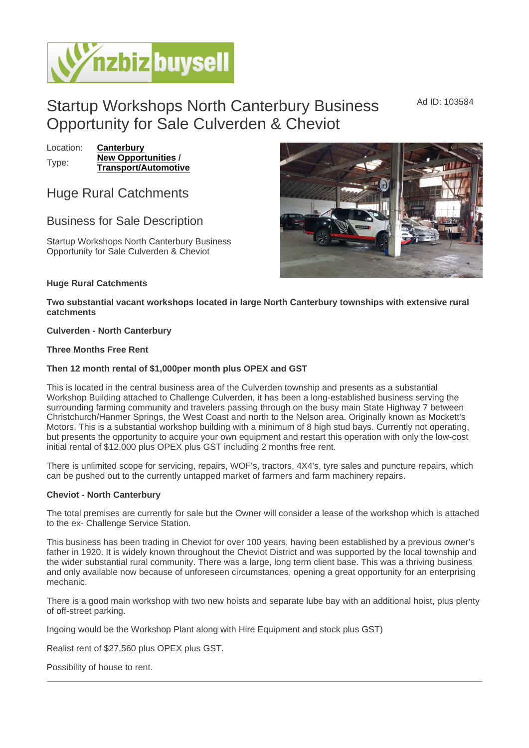# Startup Workshops North Canterbury Business Opportunity for Sale Culverden & Cheviot

Ad ID: 103584

Location: **Canterbury**
Type: **New Opportunities** / **Transport/Automotive**

## Huge Rural Catchments

## Business for Sale Description

Startup Workshops North Canterbury Business Opportunity for Sale Culverden & Cheviot

**Huge Rural Catchments**

**Two substantial vacant workshops located in large North Canterbury townships with extensive rural catchments**

**Culverden - North Canterbury**

**Three Months Free Rent**

**Then 12 month rental of $1,000per month plus OPEX and GST**

This is located in the central business area of the Culverden township and presents as a substantial Workshop Building attached to Challenge Culverden, it has been a long-established business serving the surrounding farming community and travelers passing through on the busy main State Highway 7 between Christchurch/Hanmer Springs, the West Coast and north to the Nelson area. Originally known as Mockett's Motors. This is a substantial workshop building with a minimum of 8 high stud bays. Currently not operating, but presents the opportunity to acquire your own equipment and restart this operation with only the low-cost initial rental of $12,000 plus OPEX plus GST including 2 months free rent.

There is unlimited scope for servicing, repairs, WOF's, tractors, 4X4's, tyre sales and puncture repairs, which can be pushed out to the currently untapped market of farmers and farm machinery repairs.

**Cheviot - North Canterbury**

The total premises are currently for sale but the Owner will consider a lease of the workshop which is attached to the ex- Challenge Service Station.

This business has been trading in Cheviot for over 100 years, having been established by a previous owner's father in 1920. It is widely known throughout the Cheviot District and was supported by the local township and the wider substantial rural community. There was a large, long term client base. This was a thriving business and only available now because of unforeseen circumstances, opening a great opportunity for an enterprising mechanic.

There is a good main workshop with two new hoists and separate lube bay with an additional hoist, plus plenty of off-street parking.

Ingoing would be the Workshop Plant along with Hire Equipment and stock plus GST)

Realist rent of $27,560 plus OPEX plus GST.

Possibility of house to rent.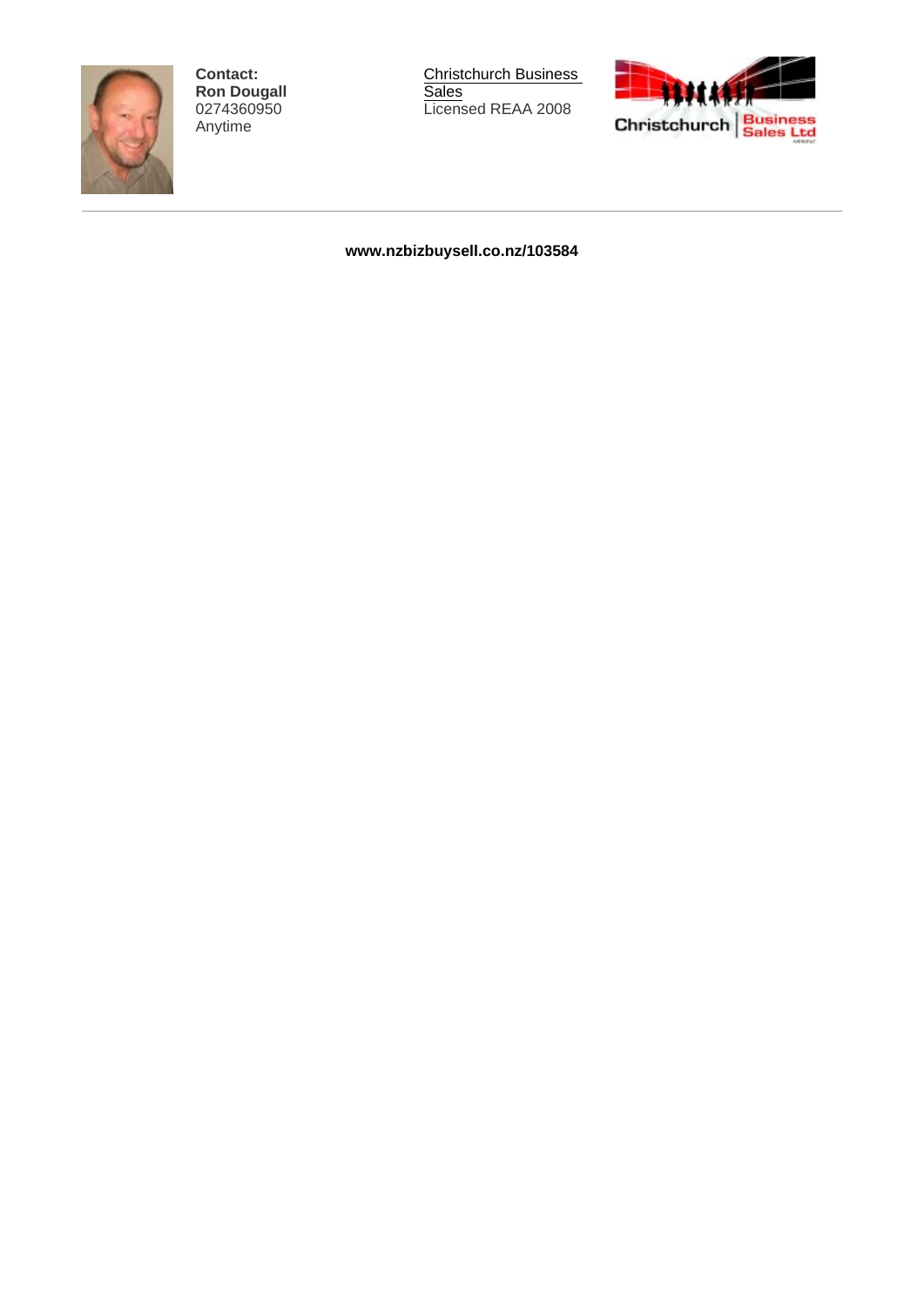**Contact:**
**Ron Dougall**
0274360950
Anytime

Christchurch Business Sales
Licensed REAA 2008

**www.nzbizbuysell.co.nz/103584**